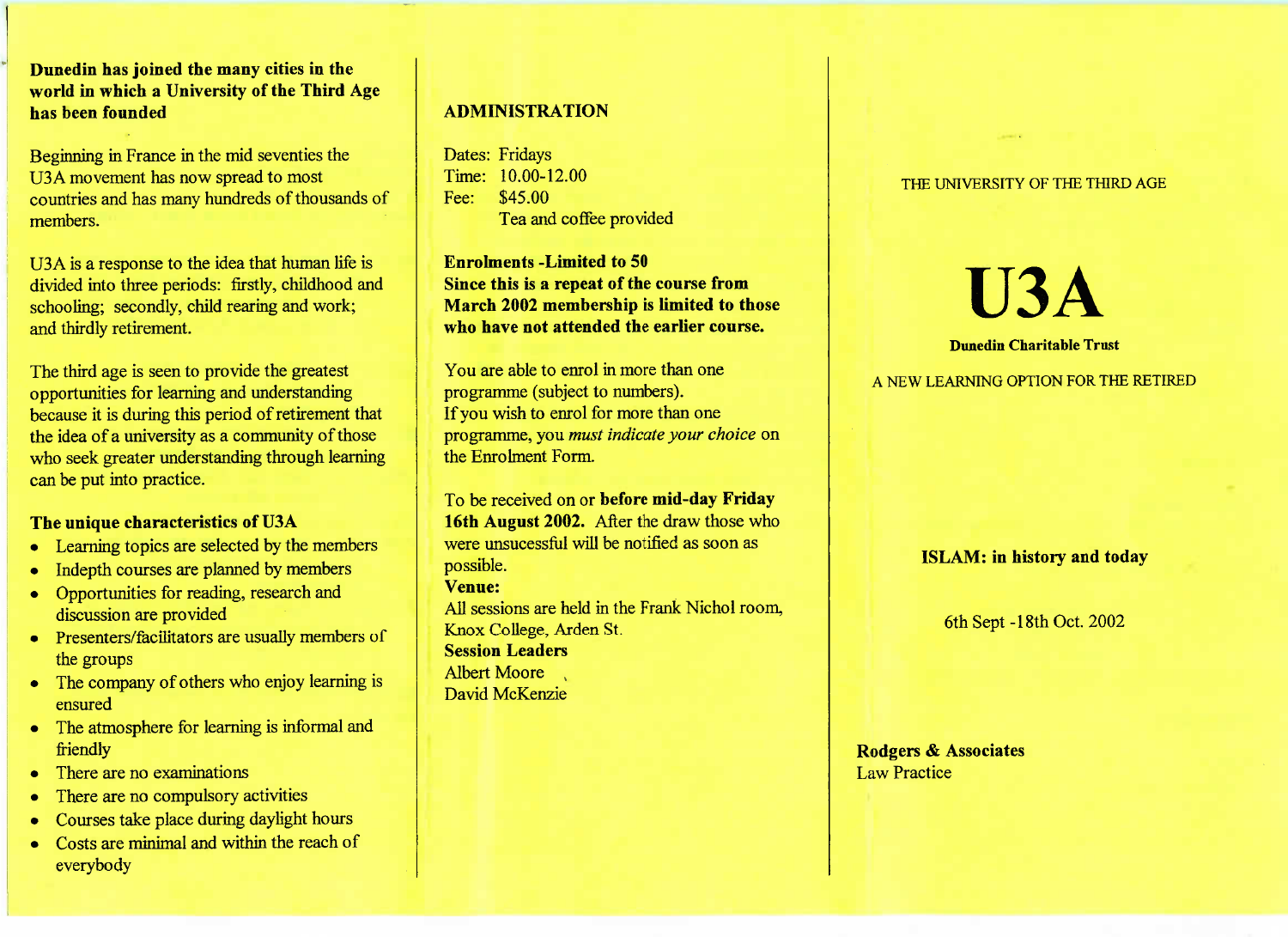**Dunedin has joined the many cities in the world in which a University of the Third Age has been founded**

Beginning in France in the mid seventies the U3A movement has now spread to most countries and has many hundreds of thousands of members.

U3A is a response to the idea that human life is divided into three periods: firstly, childhood and schooling; secondly, child rearing and work; and thirdly retirement.

The third age is seen to provide the greatest opportunities for learning and understanding because it is during this period of retirement that the idea of a university as a community of those who seek greater understanding through learning can be put into practice.

**The unique characteristics of U3A**

- Learning topics are selected by the members
- Indepth courses are planned by members
- Opportunities for reading, research and discussion are provided
- Presenters/facilitators are usually members of the groups
- The company of others who enjoy learning is ensured
- The atmosphere for learning is informal and friendly
- There are no examinations
- There are no compulsory activities
- Courses take place during daylight hours
- Costs are minimal and within the reach of everybody

## ADMINISTRATION

Dates: Fridays
Time: 10.00-12.00
Fee: $45.00
Tea and coffee provided

**Enrolments -Limited to 50**
**Since this is a repeat of the course from March 2002 membership is limited to those who have not attended the earlier course.**

You are able to enrol in more than one programme (subject to numbers).
If you wish to enrol for more than one programme, you *must indicate your choice* on the Enrolment Form.

To be received on or **before mid-day Friday 16th August 2002.** After the draw those who were unsuccessful will be notified as soon as possible.

**Venue:**
All sessions are held in the Frank Nichol room, Knox College, Arden St.

**Session Leaders**
Albert Moore
David McKenzie

THE UNIVERSITY OF THE THIRD AGE

# U3A

**Dunedin Charitable Trust**

A NEW LEARNING OPTION FOR THE RETIRED

**ISLAM: in history and today**

6th Sept -18th Oct. 2002

**Rodgers & Associates**
Law Practice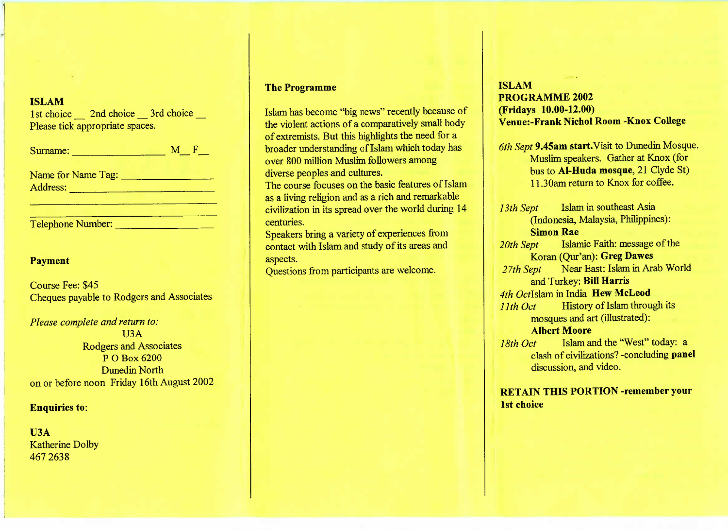**ISLAM**

1st choice __ 2nd choice __ 3rd choice __

Please tick appropriate spaces.

Surname: ________________ M__ F__

Name for Name Tag: ________________

Address: ________________

________________

Telephone Number: ________________

**Payment**

Course Fee: $45

Cheques payable to Rodgers and Associates

*Please complete and return to:*

U3A
Rodgers and Associates
P O Box 6200
Dunedin North

on or before noon Friday 16th August 2002

**Enquiries to**:

**U3A**
Katherine Dolby
467 2638

**The Programme**

Islam has become "big news" recently because of the violent actions of a comparatively small body of extremists. But this highlights the need for a broader understanding of Islam which today has over 800 million Muslim followers among diverse peoples and cultures.

The course focuses on the basic features of Islam as a living religion and as a rich and remarkable civilization in its spread over the world during 14 centuries.

Speakers bring a variety of experiences from contact with Islam and study of its areas and aspects.

Questions from participants are welcome.

**ISLAM**
**PROGRAMME 2002**
**(Fridays 10.00-12.00)**
**Venue:-Frank Nichol Room -Knox College**

*6th Sept* **9.45am start.** Visit to Dunedin Mosque. Muslim speakers. Gather at Knox (for bus to **Al-Huda mosque**, 21 Clyde St) 11.30am return to Knox for coffee.

*13th Sept* Islam in southeast Asia (Indonesia, Malaysia, Philippines): **Simon Rae**

*20th Sept* Islamic Faith: message of the Koran (Qur'an): **Greg Dawes**

*27th Sept* Near East: Islam in Arab World and Turkey: **Bill Harris**

*4th Oct* Islam in India **Hew McLeod**

*11th Oct* History of Islam through its mosques and art (illustrated): **Albert Moore**

*18th Oct* Islam and the "West" today: a clash of civilizations? -concluding **panel** discussion, and video.

**RETAIN THIS PORTION -remember your 1st choice**